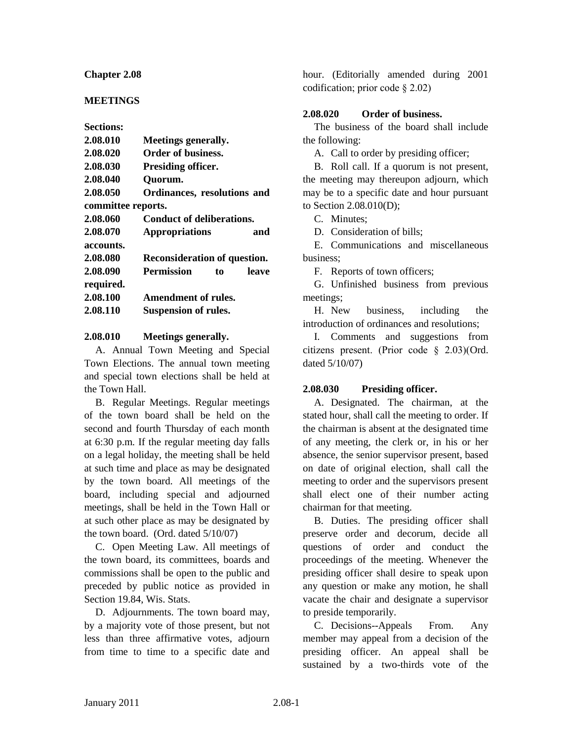# Chapter 2.08

## MEETINGS

**Sections:**

| | |
|---|---|
| **2.08.010** | **Meetings generally.** |
| **2.08.020** | **Order of business.** |
| **2.08.030** | **Presiding officer.** |
| **2.08.040** | **Quorum.** |
| **2.08.050** | **Ordinances, resolutions and committee reports.** |
| **2.08.060** | **Conduct of deliberations.** |
| **2.08.070** | **Appropriations and accounts.** |
| **2.08.080** | **Reconsideration of question.** |
| **2.08.090** | **Permission to leave required.** |
| **2.08.100** | **Amendment of rules.** |
| **2.08.110** | **Suspension of rules.** |

### 2.08.010 Meetings generally.

A. Annual Town Meeting and Special Town Elections. The annual town meeting and special town elections shall be held at the Town Hall.

B. Regular Meetings. Regular meetings of the town board shall be held on the second and fourth Thursday of each month at 6:30 p.m. If the regular meeting day falls on a legal holiday, the meeting shall be held at such time and place as may be designated by the town board. All meetings of the board, including special and adjourned meetings, shall be held in the Town Hall or at such other place as may be designated by the town board. (Ord. dated 5/10/07)

C. Open Meeting Law. All meetings of the town board, its committees, boards and commissions shall be open to the public and preceded by public notice as provided in Section 19.84, Wis. Stats.

D. Adjournments. The town board may, by a majority vote of those present, but not less than three affirmative votes, adjourn from time to time to a specific date and hour. (Editorially amended during 2001 codification; prior code § 2.02)

### 2.08.020 Order of business.

The business of the board shall include the following:

A. Call to order by presiding officer;

B. Roll call. If a quorum is not present, the meeting may thereupon adjourn, which may be to a specific date and hour pursuant to Section 2.08.010(D);

C. Minutes;

D. Consideration of bills;

E. Communications and miscellaneous business;

F. Reports of town officers;

G. Unfinished business from previous meetings;

H. New business, including the introduction of ordinances and resolutions;

I. Comments and suggestions from citizens present. (Prior code § 2.03)(Ord. dated 5/10/07)

### 2.08.030 Presiding officer.

A. Designated. The chairman, at the stated hour, shall call the meeting to order. If the chairman is absent at the designated time of any meeting, the clerk or, in his or her absence, the senior supervisor present, based on date of original election, shall call the meeting to order and the supervisors present shall elect one of their number acting chairman for that meeting.

B. Duties. The presiding officer shall preserve order and decorum, decide all questions of order and conduct the proceedings of the meeting. Whenever the presiding officer shall desire to speak upon any question or make any motion, he shall vacate the chair and designate a supervisor to preside temporarily.

C. Decisions--Appeals From. Any member may appeal from a decision of the presiding officer. An appeal shall be sustained by a two-thirds vote of the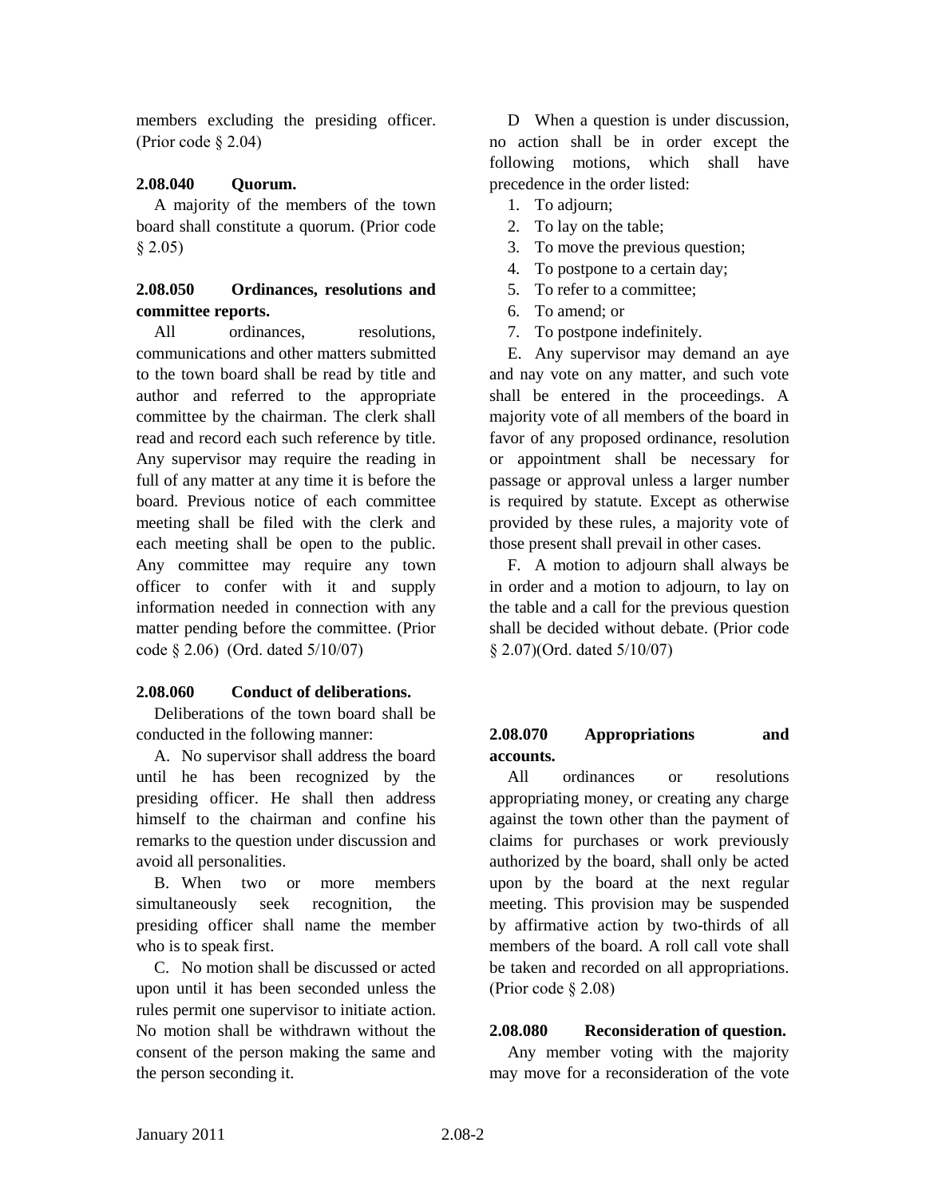members excluding the presiding officer. (Prior code § 2.04)

### 2.08.040 Quorum.

A majority of the members of the town board shall constitute a quorum. (Prior code § 2.05)

### 2.08.050 Ordinances, resolutions and committee reports.

All ordinances, resolutions, communications and other matters submitted to the town board shall be read by title and author and referred to the appropriate committee by the chairman. The clerk shall read and record each such reference by title. Any supervisor may require the reading in full of any matter at any time it is before the board. Previous notice of each committee meeting shall be filed with the clerk and each meeting shall be open to the public. Any committee may require any town officer to confer with it and supply information needed in connection with any matter pending before the committee. (Prior code § 2.06) (Ord. dated 5/10/07)

### 2.08.060 Conduct of deliberations.

Deliberations of the town board shall be conducted in the following manner:

A. No supervisor shall address the board until he has been recognized by the presiding officer. He shall then address himself to the chairman and confine his remarks to the question under discussion and avoid all personalities.

B. When two or more members simultaneously seek recognition, the presiding officer shall name the member who is to speak first.

C. No motion shall be discussed or acted upon until it has been seconded unless the rules permit one supervisor to initiate action. No motion shall be withdrawn without the consent of the person making the same and the person seconding it.

D When a question is under discussion, no action shall be in order except the following motions, which shall have precedence in the order listed:

1. To adjourn;
2. To lay on the table;
3. To move the previous question;
4. To postpone to a certain day;
5. To refer to a committee;
6. To amend; or
7. To postpone indefinitely.

E. Any supervisor may demand an aye and nay vote on any matter, and such vote shall be entered in the proceedings. A majority vote of all members of the board in favor of any proposed ordinance, resolution or appointment shall be necessary for passage or approval unless a larger number is required by statute. Except as otherwise provided by these rules, a majority vote of those present shall prevail in other cases.

F. A motion to adjourn shall always be in order and a motion to adjourn, to lay on the table and a call for the previous question shall be decided without debate. (Prior code § 2.07)(Ord. dated 5/10/07)

### 2.08.070 Appropriations and accounts.

All ordinances or resolutions appropriating money, or creating any charge against the town other than the payment of claims for purchases or work previously authorized by the board, shall only be acted upon by the board at the next regular meeting. This provision may be suspended by affirmative action by two-thirds of all members of the board. A roll call vote shall be taken and recorded on all appropriations. (Prior code § 2.08)

### 2.08.080 Reconsideration of question.

Any member voting with the majority may move for a reconsideration of the vote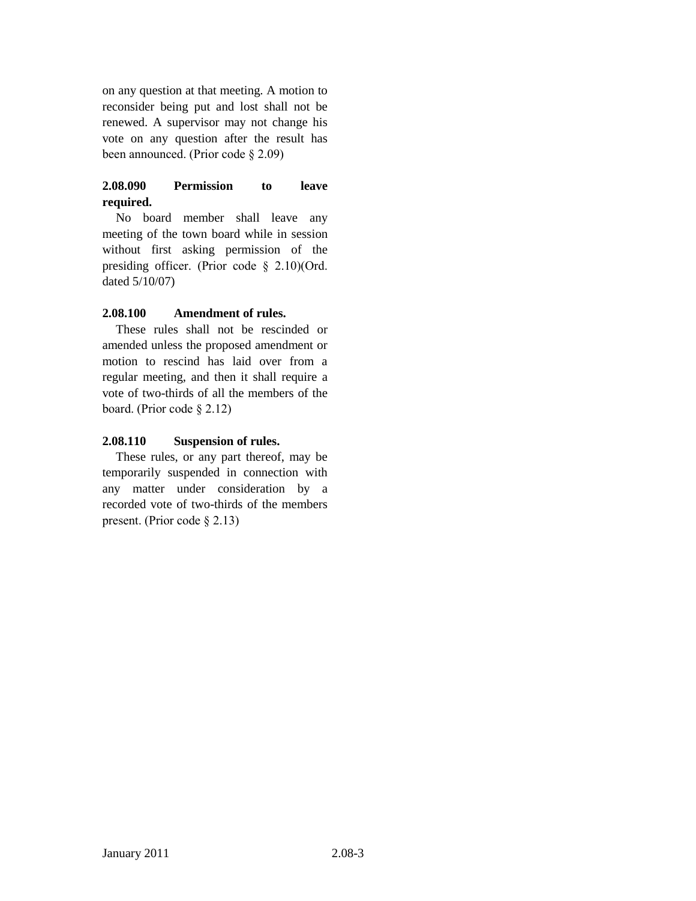on any question at that meeting. A motion to reconsider being put and lost shall not be renewed. A supervisor may not change his vote on any question after the result has been announced. (Prior code § 2.09)

**2.08.090 Permission to leave required.**

No board member shall leave any meeting of the town board while in session without first asking permission of the presiding officer. (Prior code § 2.10)(Ord. dated 5/10/07)

**2.08.100 Amendment of rules.**

These rules shall not be rescinded or amended unless the proposed amendment or motion to rescind has laid over from a regular meeting, and then it shall require a vote of two-thirds of all the members of the board. (Prior code § 2.12)

**2.08.110 Suspension of rules.**

These rules, or any part thereof, may be temporarily suspended in connection with any matter under consideration by a recorded vote of two-thirds of the members present. (Prior code § 2.13)